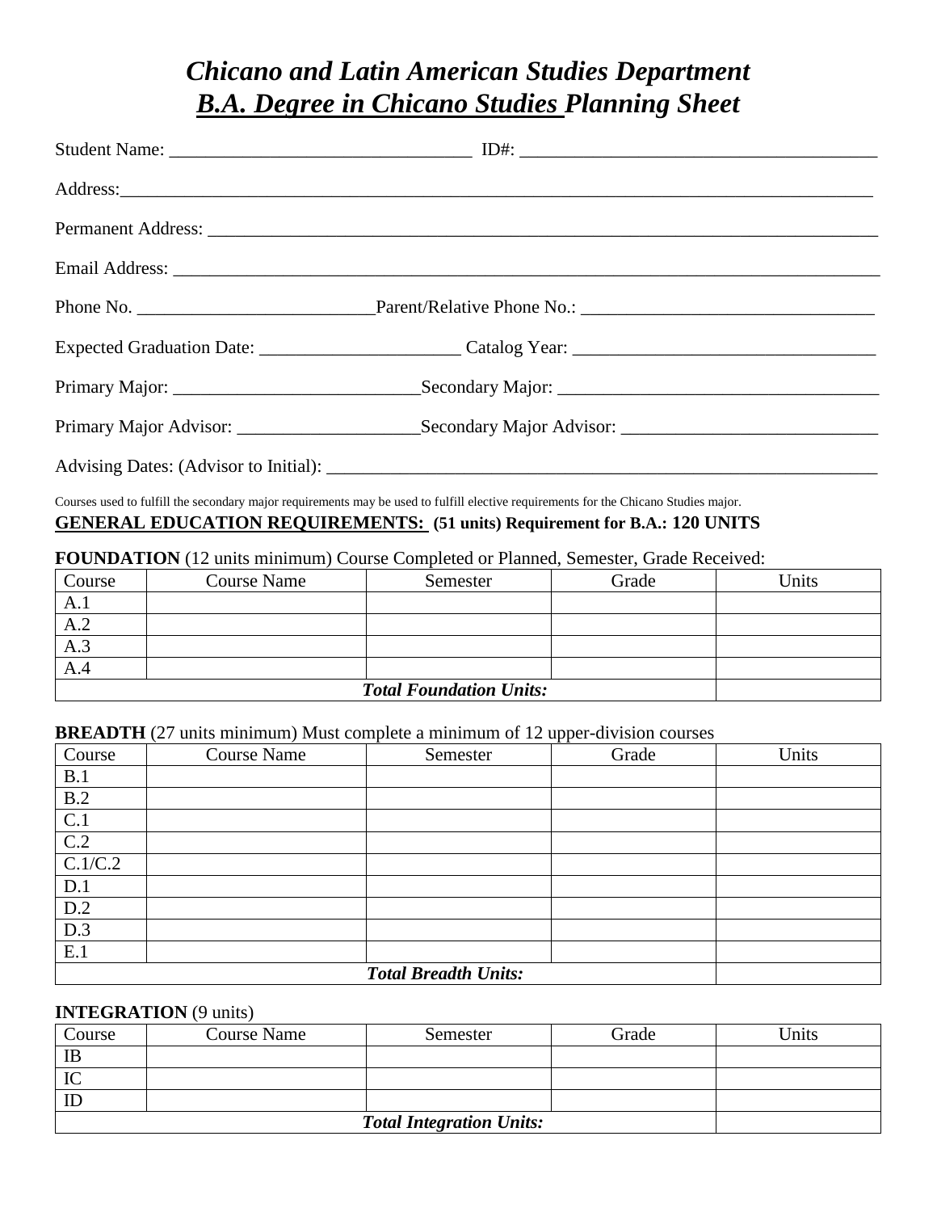# *Chicano and Latin American Studies Department*
# ***B.A. Degree in Chicano Studies Planning Sheet***

Student Name: _________________________________ ID#: ______________________________________

Address:_____________________________________________________________________________________

Permanent Address: ____________________________________________________________________________

Email Address: ________________________________________________________________________________

Phone No. __________________________Parent/Relative Phone No.: ________________________________

Expected Graduation Date: ______________________ Catalog Year: _________________________________

Primary Major: ___________________________Secondary Major: ___________________________________

Primary Major Advisor: ____________________Secondary Major Advisor: ____________________________

Advising Dates: (Advisor to Initial): ________________________________________________________________

Courses used to fulfill the secondary major requirements may be used to fulfill elective requirements for the Chicano Studies major.

**GENERAL EDUCATION REQUIREMENTS: (51 units) Requirement for B.A.: 120 UNITS**

**FOUNDATION** (12 units minimum) Course Completed or Planned, Semester, Grade Received:

| Course | Course Name | Semester | Grade | Units |
|---|---|---|---|---|
| A.1 | | | | |
| A.2 | | | | |
| A.3 | | | | |
| A.4 | | | | |
| ***Total Foundation Units:*** | | | | |

**BREADTH** (27 units minimum) Must complete a minimum of 12 upper-division courses

| Course | Course Name | Semester | Grade | Units |
|---|---|---|---|---|
| B.1 | | | | |
| B.2 | | | | |
| C.1 | | | | |
| C.2 | | | | |
| C.1/C.2 | | | | |
| D.1 | | | | |
| D.2 | | | | |
| D.3 | | | | |
| E.1 | | | | |
| ***Total Breadth Units:*** | | | | |

**INTEGRATION** (9 units)

| Course | Course Name | Semester | Grade | Units |
|---|---|---|---|---|
| IB | | | | |
| IC | | | | |
| ID | | | | |
| ***Total Integration Units:*** | | | | |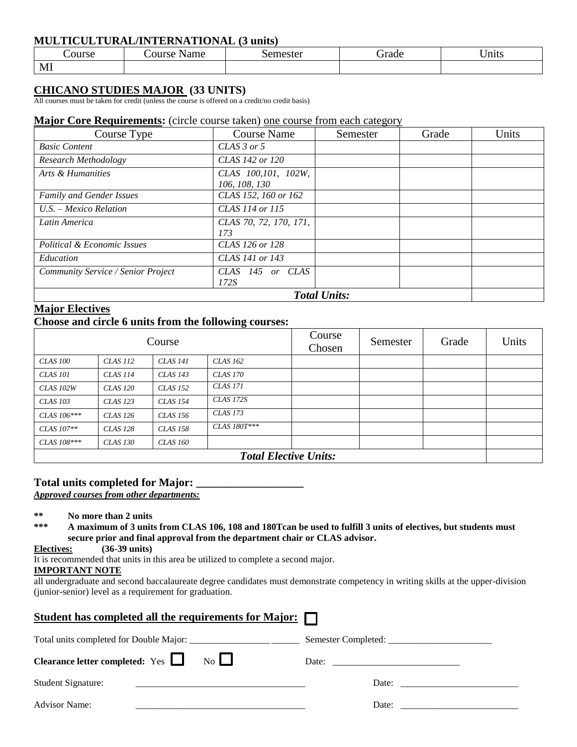## MULTICULTURAL/INTERNATIONAL (3 units)

| Course | Course Name | Semester | Grade | Units |
|---|---|---|---|---|
| MI | | | | |

## CHICANO STUDIES MAJOR (33 UNITS)

All courses must be taken for credit (unless the course is offered on a credit/no credit basis)

**Major Core Requirements:** (circle course taken) one course from each category

| Course Type | Course Name | Semester | Grade | Units |
|---|---|---|---|---|
| *Basic Content* | *CLAS 3 or 5* | | | |
| *Research Methodology* | *CLAS 142 or 120* | | | |
| *Arts & Humanities* | *CLAS 100,101, 102W, 106, 108, 130* | | | |
| *Family and Gender Issues* | *CLAS 152, 160 or 162* | | | |
| *U.S. – Mexico Relation* | *CLAS 114 or 115* | | | |
| *Latin America* | *CLAS 70, 72, 170, 171, 173* | | | |
| *Political & Economic Issues* | *CLAS 126 or 128* | | | |
| *Education* | *CLAS 141 or 143* | | | |
| *Community Service / Senior Project* | *CLAS 145 or CLAS 172S* | | | |
| | | | ***Total Units:*** | |

**Major Electives**

**Choose and circle 6 units from the following courses:**

| Course | | | | Course Chosen | Semester | Grade | Units |
|---|---|---|---|---|---|---|---|
| *CLAS 100* | *CLAS 112* | *CLAS 141* | *CLAS 162* | | | | |
| *CLAS 101* | *CLAS 114* | *CLAS 143* | *CLAS 170* | | | | |
| *CLAS 102W* | *CLAS 120* | *CLAS 152* | *CLAS 171* | | | | |
| *CLAS 103* | *CLAS 123* | *CLAS 154* | *CLAS 172S* | | | | |
| *CLAS 106\*\*\** | *CLAS 126* | *CLAS 156* | *CLAS 173* | | | | |
| *CLAS 107\*\** | *CLAS 128* | *CLAS 158* | *CLAS 180T\*\*\** | | | | |
| *CLAS 108\*\*\** | *CLAS 130* | *CLAS 160* | | | | | |
| | | | | ***Total Elective Units:*** | | | |

**Total units completed for Major: ___________________**

***Approved courses from other departments:***

**\*\*** **No more than 2 units**

**\*\*\*** **A maximum of 3 units from CLAS 106, 108 and 180Tcan be used to fulfill 3 units of electives, but students must secure prior and final approval from the department chair or CLAS advisor.**

**Electives:** **(36-39 units)**

It is recommended that units in this area be utilized to complete a second major.

**IMPORTANT NOTE**

all undergraduate and second baccalaureate degree candidates must demonstrate competency in writing skills at the upper-division (junior-senior) level as a requirement for graduation.

**Student has completed all the requirements for Major:** ☐

Total units completed for Double Major: _________________ ______ Semester Completed: ______________________

**Clearance letter completed:** Yes ☐ No ☐ Date: ___________________________

Student Signature: ___________________________________ Date: _________________________

Advisor Name: ___________________________________ Date: _________________________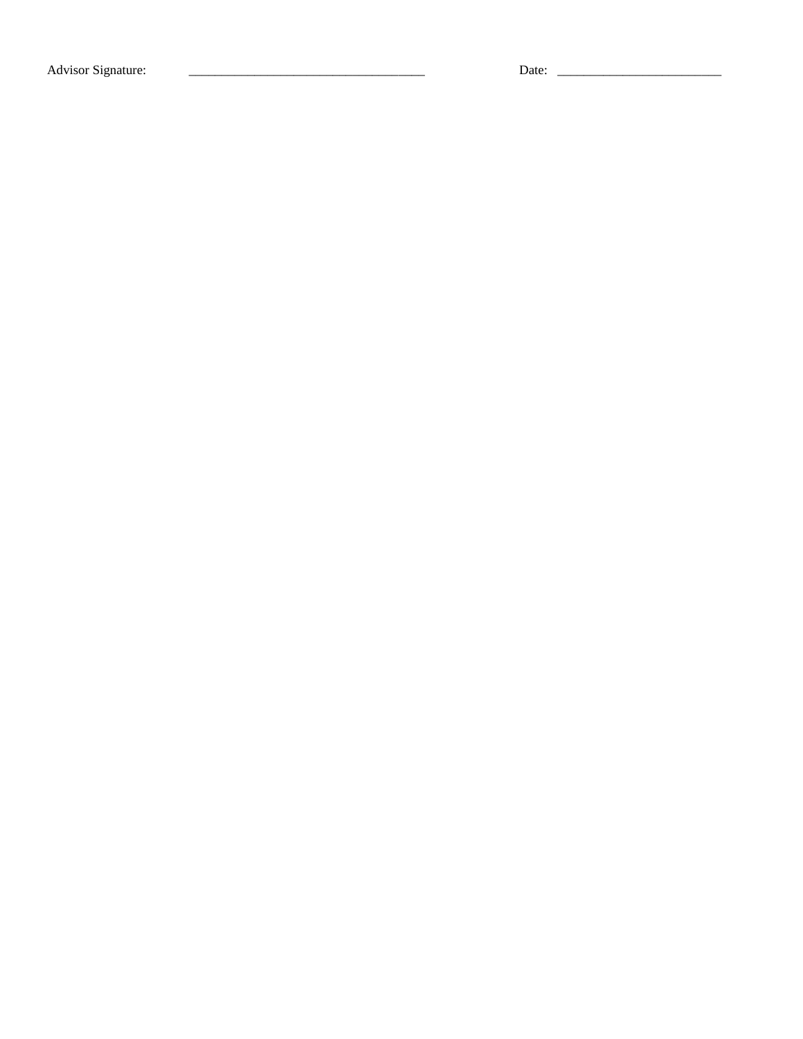Advisor Signature: ____________________________________ Date: _________________________